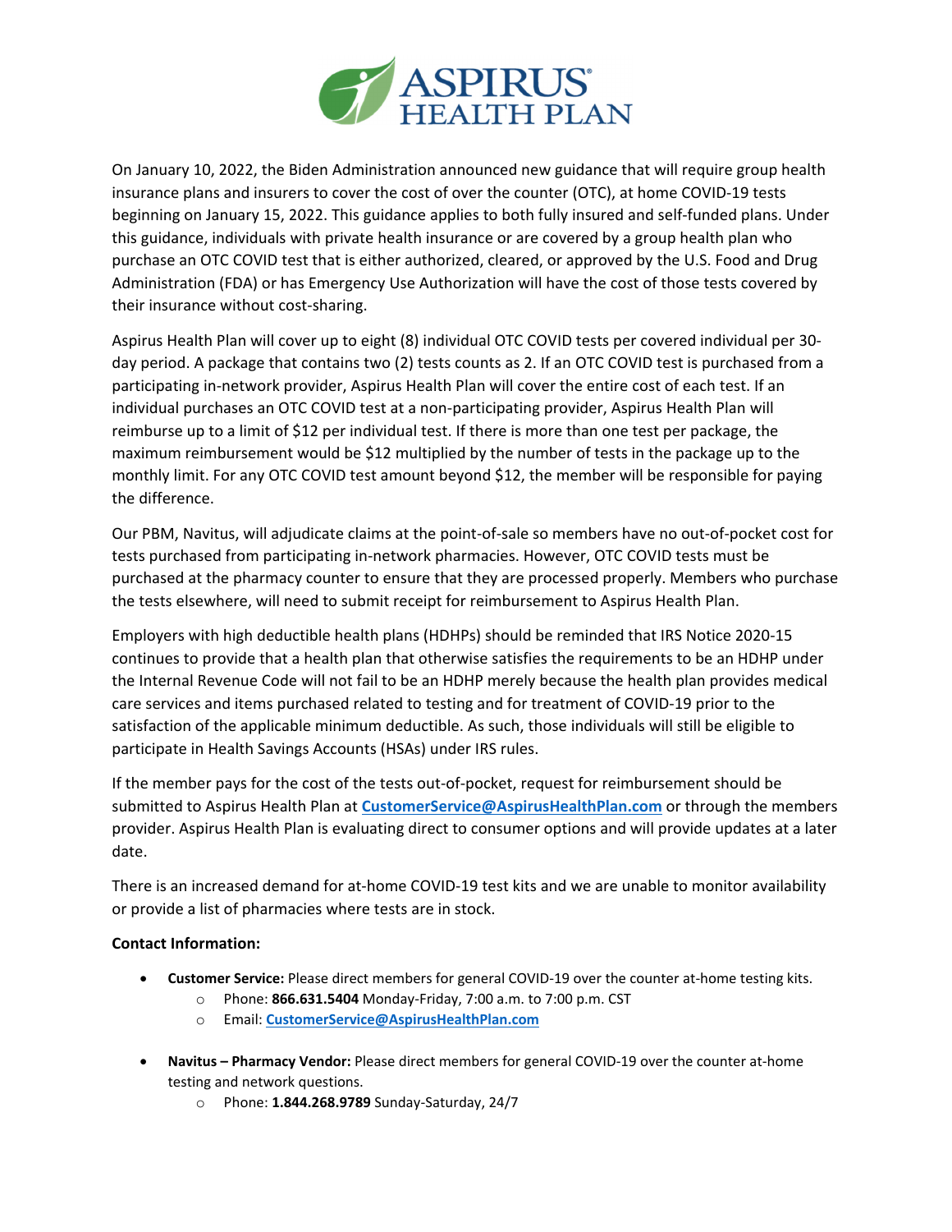On January 10, 2022, the Biden Administration announced new guidance that will require group health insurance plans and insurers to cover the cost of over the counter (OTC), at home COVID-19 tests beginning on January 15, 2022. This guidance applies to both fully insured and self-funded plans. Under this guidance, individuals with private health insurance or are covered by a group health plan who purchase an OTC COVID test that is either authorized, cleared, or approved by the U.S. Food and Drug Administration (FDA) or has Emergency Use Authorization will have the cost of those tests covered by their insurance without cost-sharing.

Aspirus Health Plan will cover up to eight (8) individual OTC COVID tests per covered individual per 30-day period. A package that contains two (2) tests counts as 2. If an OTC COVID test is purchased from a participating in-network provider, Aspirus Health Plan will cover the entire cost of each test. If an individual purchases an OTC COVID test at a non-participating provider, Aspirus Health Plan will reimburse up to a limit of $12 per individual test. If there is more than one test per package, the maximum reimbursement would be $12 multiplied by the number of tests in the package up to the monthly limit. For any OTC COVID test amount beyond $12, the member will be responsible for paying the difference.

Our PBM, Navitus, will adjudicate claims at the point-of-sale so members have no out-of-pocket cost for tests purchased from participating in-network pharmacies. However, OTC COVID tests must be purchased at the pharmacy counter to ensure that they are processed properly. Members who purchase the tests elsewhere, will need to submit receipt for reimbursement to Aspirus Health Plan.

Employers with high deductible health plans (HDHPs) should be reminded that IRS Notice 2020-15 continues to provide that a health plan that otherwise satisfies the requirements to be an HDHP under the Internal Revenue Code will not fail to be an HDHP merely because the health plan provides medical care services and items purchased related to testing and for treatment of COVID-19 prior to the satisfaction of the applicable minimum deductible. As such, those individuals will still be eligible to participate in Health Savings Accounts (HSAs) under IRS rules.

If the member pays for the cost of the tests out-of-pocket, request for reimbursement should be submitted to Aspirus Health Plan at [CustomerService@AspirusHealthPlan.com](mailto:CustomerService@AspirusHealthPlan.com) or through the members provider. Aspirus Health Plan is evaluating direct to consumer options and will provide updates at a later date.

There is an increased demand for at-home COVID-19 test kits and we are unable to monitor availability or provide a list of pharmacies where tests are in stock.

**Contact Information:**

- **Customer Service:** Please direct members for general COVID-19 over the counter at-home testing kits.
  - Phone: **866.631.5404** Monday-Friday, 7:00 a.m. to 7:00 p.m. CST
  - Email: [**CustomerService@AspirusHealthPlan.com**](mailto:CustomerService@AspirusHealthPlan.com)
- **Navitus – Pharmacy Vendor:** Please direct members for general COVID-19 over the counter at-home testing and network questions.
  - Phone: **1.844.268.9789** Sunday-Saturday, 24/7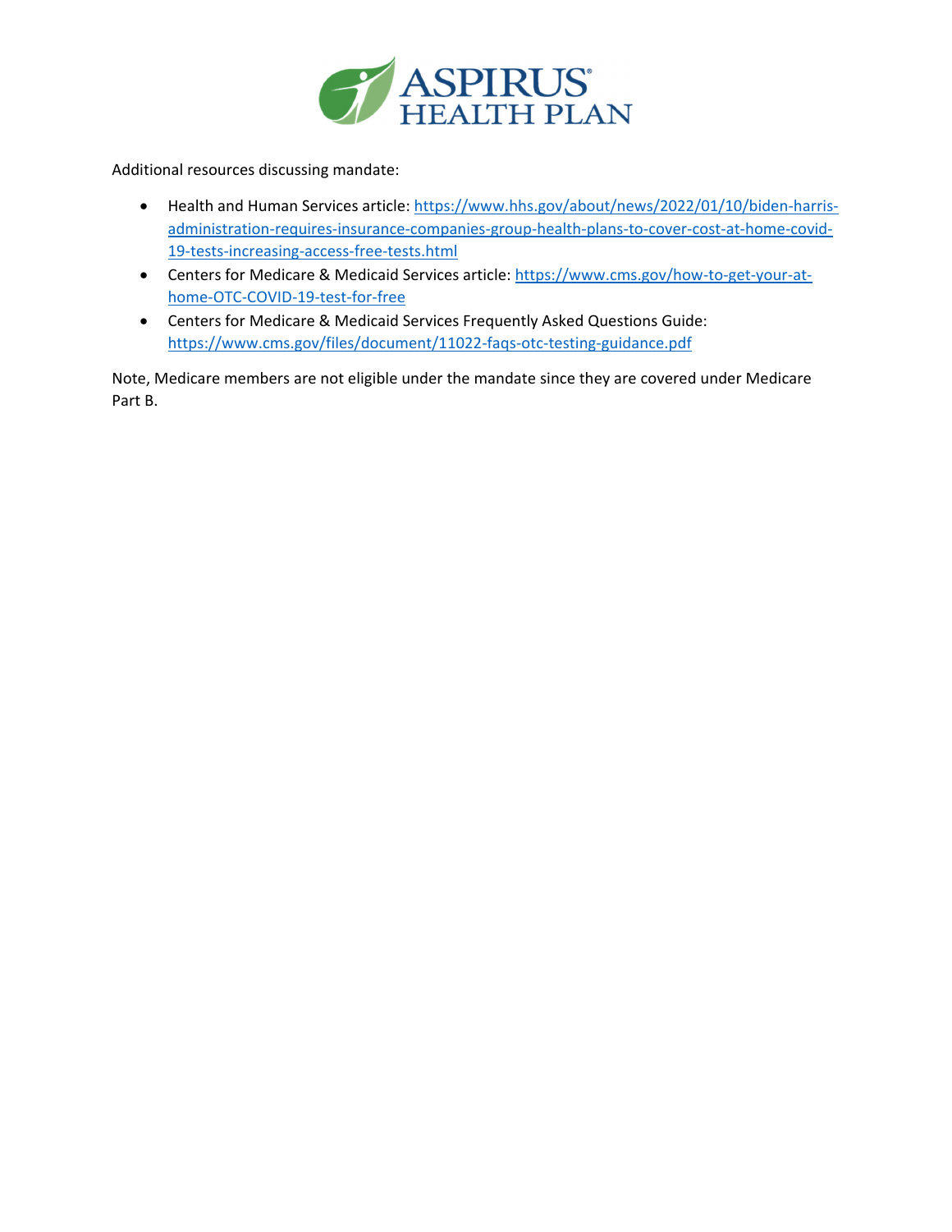Additional resources discussing mandate:

- Health and Human Services article: https://www.hhs.gov/about/news/2022/01/10/biden-harris-administration-requires-insurance-companies-group-health-plans-to-cover-cost-at-home-covid-19-tests-increasing-access-free-tests.html
- Centers for Medicare & Medicaid Services article: https://www.cms.gov/how-to-get-your-at-home-OTC-COVID-19-test-for-free
- Centers for Medicare & Medicaid Services Frequently Asked Questions Guide: https://www.cms.gov/files/document/11022-faqs-otc-testing-guidance.pdf

Note, Medicare members are not eligible under the mandate since they are covered under Medicare Part B.